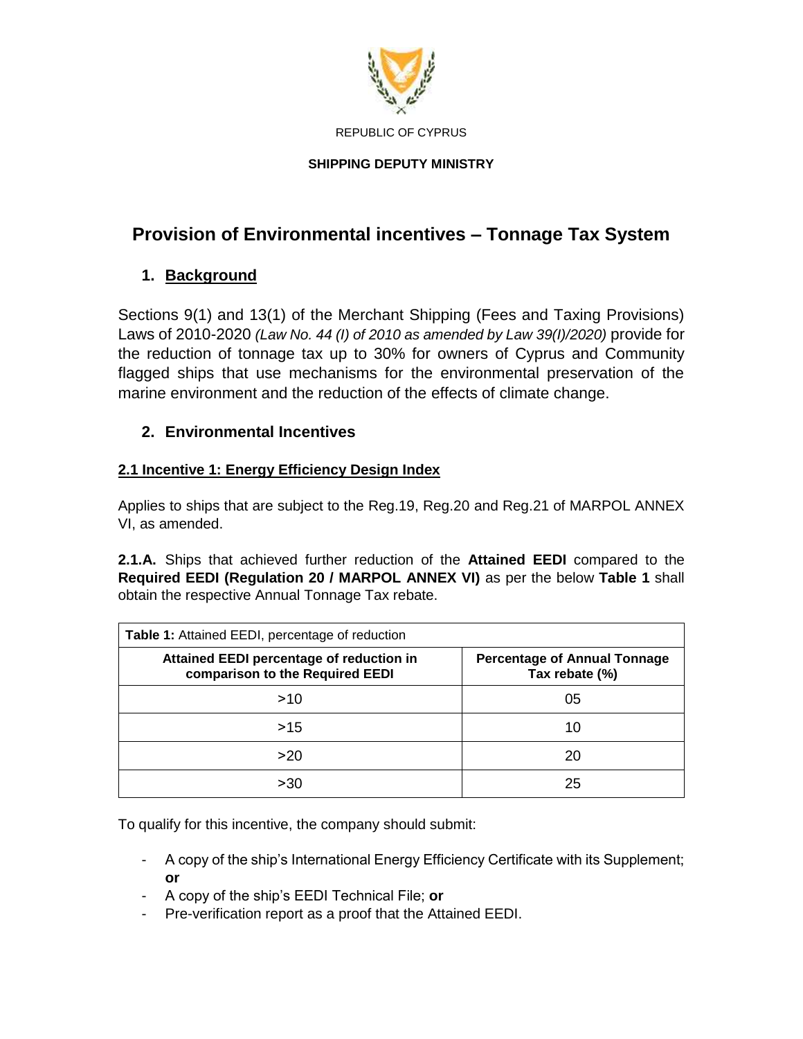REPUBLIC OF CYPRUS

**SHIPPING DEPUTY MINISTRY**

# Provision of Environmental incentives – Tonnage Tax System

## 1. Background

Sections 9(1) and 13(1) of the Merchant Shipping (Fees and Taxing Provisions) Laws of 2010-2020 *(Law No. 44 (I) of 2010 as amended by Law 39(I)/2020)* provide for the reduction of tonnage tax up to 30% for owners of Cyprus and Community flagged ships that use mechanisms for the environmental preservation of the marine environment and the reduction of the effects of climate change.

## 2. Environmental Incentives

### 2.1 Incentive 1: Energy Efficiency Design Index

Applies to ships that are subject to the Reg.19, Reg.20 and Reg.21 of MARPOL ANNEX VI, as amended.

**2.1.A.** Ships that achieved further reduction of the **Attained EEDI** compared to the **Required EEDI (Regulation 20 / MARPOL ANNEX VI)** as per the below **Table 1** shall obtain the respective Annual Tonnage Tax rebate.

**Table 1:** Attained EEDI, percentage of reduction

| Attained EEDI percentage of reduction in comparison to the Required EEDI | Percentage of Annual Tonnage Tax rebate (%) |
|---|---|
| >10 | 05 |
| >15 | 10 |
| >20 | 20 |
| >30 | 25 |

To qualify for this incentive, the company should submit:

- A copy of the ship's International Energy Efficiency Certificate with its Supplement; **or**
- A copy of the ship's EEDI Technical File; **or**
- Pre-verification report as a proof that the Attained EEDI.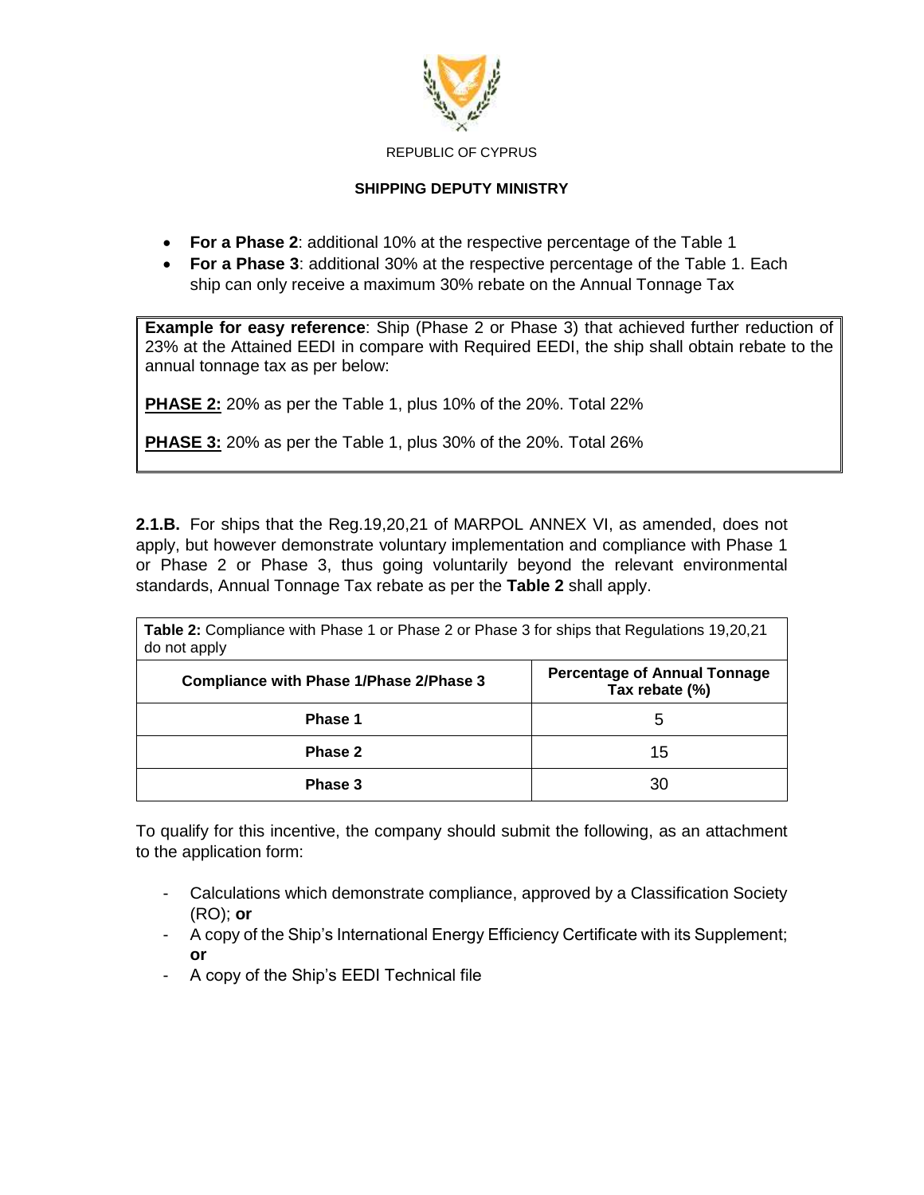- **For a Phase 2**: additional 10% at the respective percentage of the Table 1
- **For a Phase 3**: additional 30% at the respective percentage of the Table 1. Each ship can only receive a maximum 30% rebate on the Annual Tonnage Tax

> **Example for easy reference**: Ship (Phase 2 or Phase 3) that achieved further reduction of 23% at the Attained EEDI in compare with Required EEDI, the ship shall obtain rebate to the annual tonnage tax as per below:
>
> **PHASE 2:** 20% as per the Table 1, plus 10% of the 20%. Total 22%
>
> **PHASE 3:** 20% as per the Table 1, plus 30% of the 20%. Total 26%

**2.1.B.** For ships that the Reg.19,20,21 of MARPOL ANNEX VI, as amended, does not apply, but however demonstrate voluntary implementation and compliance with Phase 1 or Phase 2 or Phase 3, thus going voluntarily beyond the relevant environmental standards, Annual Tonnage Tax rebate as per the **Table 2** shall apply.

**Table 2:** Compliance with Phase 1 or Phase 2 or Phase 3 for ships that Regulations 19,20,21 do not apply

| Compliance with Phase 1/Phase 2/Phase 3 | Percentage of Annual Tonnage Tax rebate (%) |
|---|---|
| **Phase 1** | 5 |
| **Phase 2** | 15 |
| **Phase 3** | 30 |

To qualify for this incentive, the company should submit the following, as an attachment to the application form:

- Calculations which demonstrate compliance, approved by a Classification Society (RO); **or**
- A copy of the Ship's International Energy Efficiency Certificate with its Supplement; **or**
- A copy of the Ship's EEDI Technical file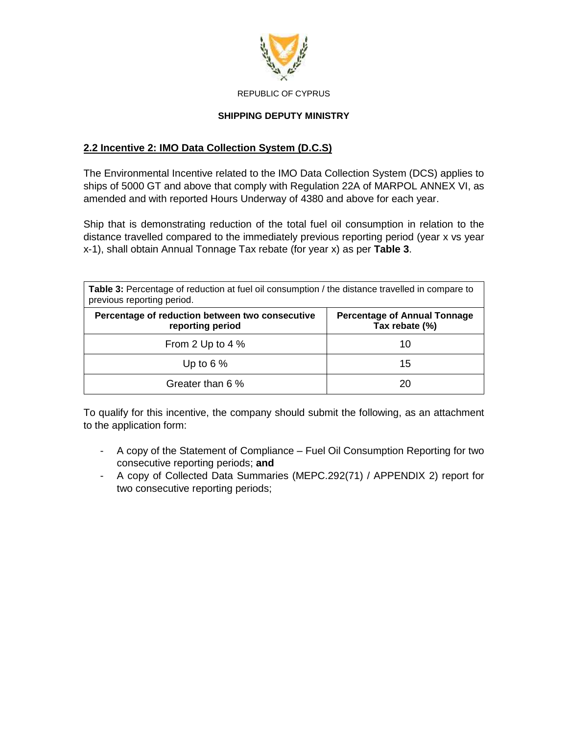REPUBLIC OF CYPRUS

**SHIPPING DEPUTY MINISTRY**

## 2.2 Incentive 2: IMO Data Collection System (D.C.S)

The Environmental Incentive related to the IMO Data Collection System (DCS) applies to ships of 5000 GT and above that comply with Regulation 22A of MARPOL ANNEX VI, as amended and with reported Hours Underway of 4380 and above for each year.

Ship that is demonstrating reduction of the total fuel oil consumption in relation to the distance travelled compared to the immediately previous reporting period (year x vs year x-1), shall obtain Annual Tonnage Tax rebate (for year x) as per **Table 3**.

**Table 3:** Percentage of reduction at fuel oil consumption / the distance travelled in compare to previous reporting period.

| Percentage of reduction between two consecutive reporting period | Percentage of Annual Tonnage Tax rebate (%) |
|---|---|
| From 2 Up to 4 % | 10 |
| Up to 6 % | 15 |
| Greater than 6 % | 20 |

To qualify for this incentive, the company should submit the following, as an attachment to the application form:

- A copy of the Statement of Compliance – Fuel Oil Consumption Reporting for two consecutive reporting periods; **and**
- A copy of Collected Data Summaries (MEPC.292(71) / APPENDIX 2) report for two consecutive reporting periods;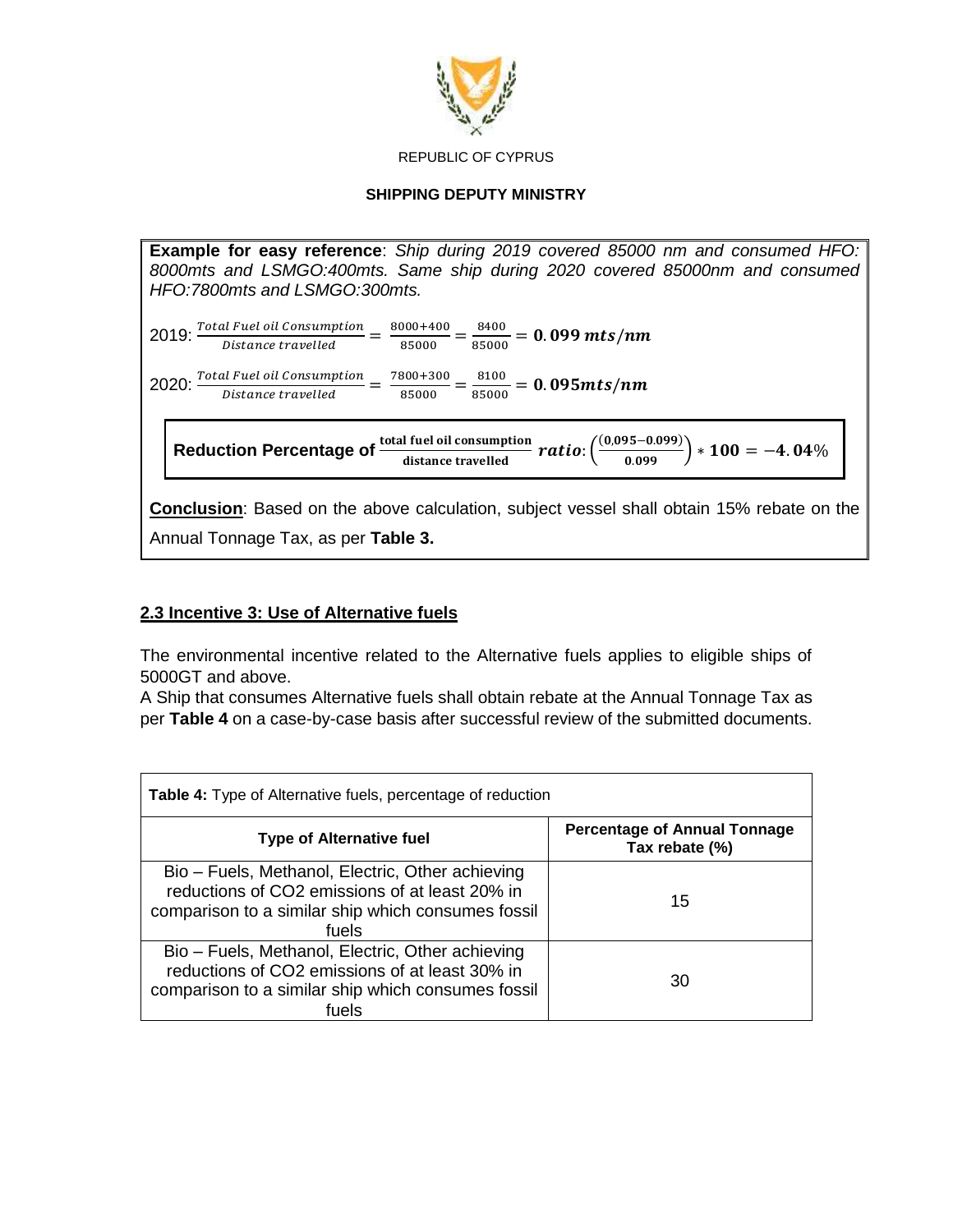REPUBLIC OF CYPRUS

**SHIPPING DEPUTY MINISTRY**

**Example for easy reference**: *Ship during 2019 covered 85000 nm and consumed HFO: 8000mts and LSMGO:400mts. Same ship during 2020 covered 85000nm and consumed HFO:7800mts and LSMGO:300mts.*

2019: $\frac{Total\ Fuel\ oil\ Consumption}{Distance\ travelled} = \frac{8000+400}{85000} = \frac{8400}{85000} = \mathbf{0.099}\ \boldsymbol{mts/nm}$

2020: $\frac{Total\ Fuel\ oil\ Consumption}{Distance\ travelled} = \frac{7800+300}{85000} = \frac{8100}{85000} = \mathbf{0.095}\boldsymbol{mts/nm}$

**Reduction Percentage of** $\frac{\textbf{total fuel oil consumption}}{\textbf{distance travelled}}\ \boldsymbol{ratio}: \left(\frac{(0{,}095-0.099)}{0.099}\right) * \mathbf{100} = \mathbf{-4.04}\%$

**Conclusion**: Based on the above calculation, subject vessel shall obtain 15% rebate on the Annual Tonnage Tax, as per **Table 3.**

## 2.3 Incentive 3: Use of Alternative fuels

The environmental incentive related to the Alternative fuels applies to eligible ships of 5000GT and above.

A Ship that consumes Alternative fuels shall obtain rebate at the Annual Tonnage Tax as per **Table 4** on a case-by-case basis after successful review of the submitted documents.

**Table 4:** Type of Alternative fuels, percentage of reduction

| Type of Alternative fuel | Percentage of Annual Tonnage Tax rebate (%) |
|---|---|
| Bio – Fuels, Methanol, Electric, Other achieving reductions of $CO_2$ emissions of at least 20% in comparison to a similar ship which consumes fossil fuels | 15 |
| Bio – Fuels, Methanol, Electric, Other achieving reductions of $CO_2$ emissions of at least 30% in comparison to a similar ship which consumes fossil fuels | 30 |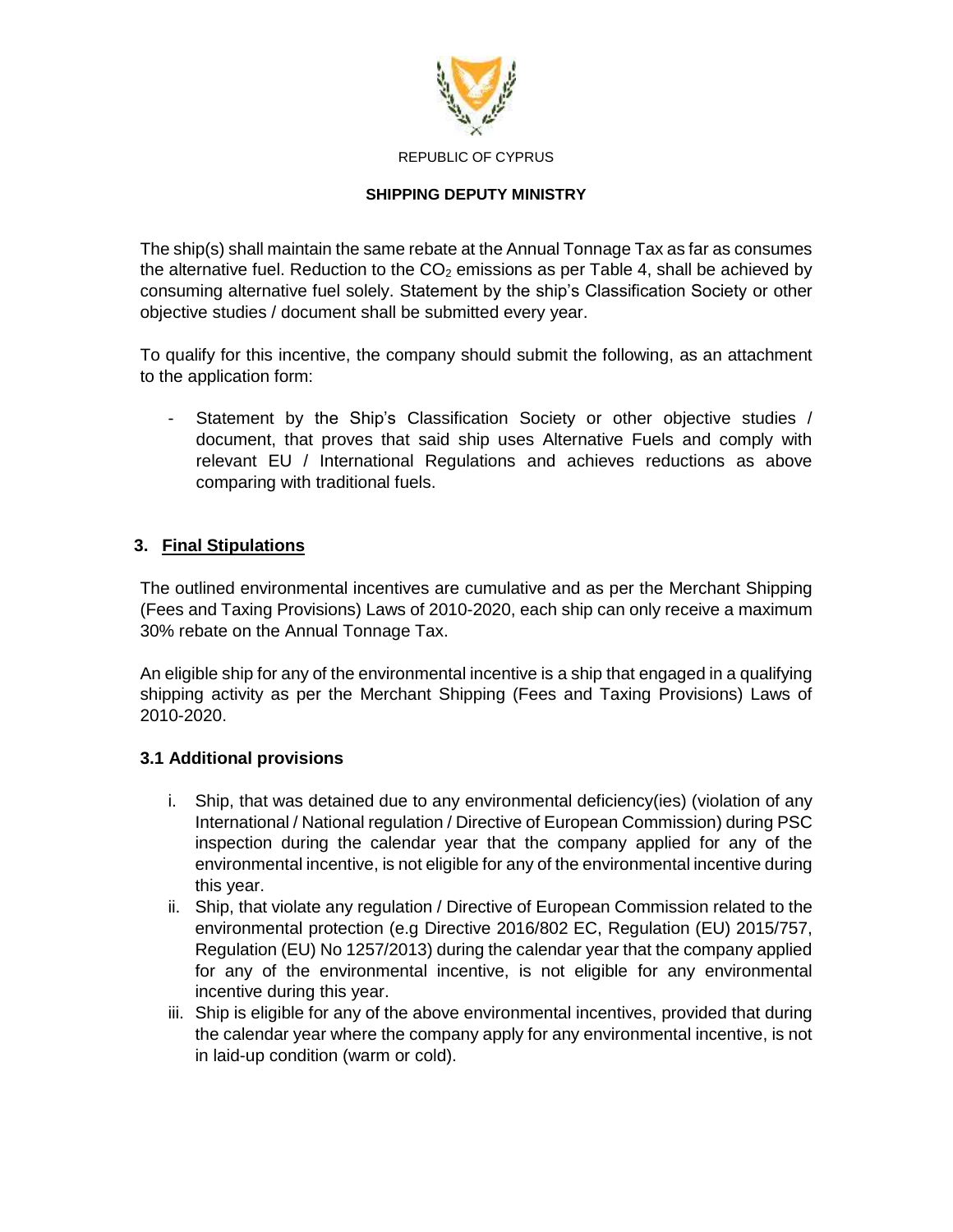REPUBLIC OF CYPRUS

**SHIPPING DEPUTY MINISTRY**

The ship(s) shall maintain the same rebate at the Annual Tonnage Tax as far as consumes the alternative fuel. Reduction to the $CO_2$ emissions as per Table 4, shall be achieved by consuming alternative fuel solely. Statement by the ship's Classification Society or other objective studies / document shall be submitted every year.

To qualify for this incentive, the company should submit the following, as an attachment to the application form:

- Statement by the Ship's Classification Society or other objective studies / document, that proves that said ship uses Alternative Fuels and comply with relevant EU / International Regulations and achieves reductions as above comparing with traditional fuels.

## 3. Final Stipulations

The outlined environmental incentives are cumulative and as per the Merchant Shipping (Fees and Taxing Provisions) Laws of 2010-2020, each ship can only receive a maximum 30% rebate on the Annual Tonnage Tax.

An eligible ship for any of the environmental incentive is a ship that engaged in a qualifying shipping activity as per the Merchant Shipping (Fees and Taxing Provisions) Laws of 2010-2020.

### 3.1 Additional provisions

i. Ship, that was detained due to any environmental deficiency(ies) (violation of any International / National regulation / Directive of European Commission) during PSC inspection during the calendar year that the company applied for any of the environmental incentive, is not eligible for any of the environmental incentive during this year.
ii. Ship, that violate any regulation / Directive of European Commission related to the environmental protection (e.g Directive 2016/802 EC, Regulation (EU) 2015/757, Regulation (EU) No 1257/2013) during the calendar year that the company applied for any of the environmental incentive, is not eligible for any environmental incentive during this year.
iii. Ship is eligible for any of the above environmental incentives, provided that during the calendar year where the company apply for any environmental incentive, is not in laid-up condition (warm or cold).